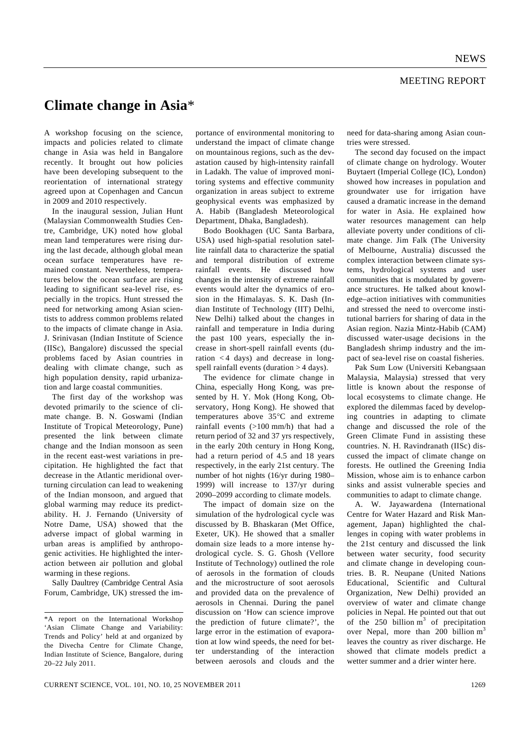NEWS

MEETING REPORT

# Climate change in Asia*

A workshop focusing on the science, impacts and policies related to climate change in Asia was held in Bangalore recently. It brought out how policies have been developing subsequent to the reorientation of international strategy agreed upon at Copenhagen and Cancun in 2009 and 2010 respectively.

In the inaugural session, Julian Hunt (Malaysian Commonwealth Studies Centre, Cambridge, UK) noted how global mean land temperatures were rising during the last decade, although global mean ocean surface temperatures have remained constant. Nevertheless, temperatures below the ocean surface are rising leading to significant sea-level rise, especially in the tropics. Hunt stressed the need for networking among Asian scientists to address common problems related to the impacts of climate change in Asia. J. Srinivasan (Indian Institute of Science (IISc), Bangalore) discussed the special problems faced by Asian countries in dealing with climate change, such as high population density, rapid urbanization and large coastal communities.

The first day of the workshop was devoted primarily to the science of climate change. B. N. Goswami (Indian Institute of Tropical Meteorology, Pune) presented the link between climate change and the Indian monsoon as seen in the recent east-west variations in precipitation. He highlighted the fact that decrease in the Atlantic meridional overturning circulation can lead to weakening of the Indian monsoon, and argued that global warming may reduce its predictability. H. J. Fernando (University of Notre Dame, USA) showed that the adverse impact of global warming in urban areas is amplified by anthropogenic activities. He highlighted the interaction between air pollution and global warming in these regions.

Sally Daultrey (Cambridge Central Asia Forum, Cambridge, UK) stressed the importance of environmental monitoring to understand the impact of climate change on mountainous regions, such as the devastation caused by high-intensity rainfall in Ladakh. The value of improved monitoring systems and effective community organization in areas subject to extreme geophysical events was emphasized by A. Habib (Bangladesh Meteorological Department, Dhaka, Bangladesh).

Bodo Bookhagen (UC Santa Barbara, USA) used high-spatial resolution satellite rainfall data to characterize the spatial and temporal distribution of extreme rainfall events. He discussed how changes in the intensity of extreme rainfall events would alter the dynamics of erosion in the Himalayas. S. K. Dash (Indian Institute of Technology (IIT) Delhi, New Delhi) talked about the changes in rainfall and temperature in India during the past 100 years, especially the increase in short-spell rainfall events (duration < 4 days) and decrease in long-spell rainfall events (duration > 4 days).

The evidence for climate change in China, especially Hong Kong, was presented by H. Y. Mok (Hong Kong, Observatory, Hong Kong). He showed that temperatures above 35°C and extreme rainfall events (>100 mm/h) that had a return period of 32 and 37 yrs respectively, in the early 20th century in Hong Kong, had a return period of 4.5 and 18 years respectively, in the early 21st century. The number of hot nights (16/yr during 1980–1999) will increase to 137/yr during 2090–2099 according to climate models.

The impact of domain size on the simulation of the hydrological cycle was discussed by B. Bhaskaran (Met Office, Exeter, UK). He showed that a smaller domain size leads to a more intense hydrological cycle. S. G. Ghosh (Vellore Institute of Technology) outlined the role of aerosols in the formation of clouds and the microstructure of soot aerosols and provided data on the prevalence of aerosols in Chennai. During the panel discussion on 'How can science improve the prediction of future climate?', the large error in the estimation of evaporation at low wind speeds, the need for better understanding of the interaction between aerosols and clouds and the need for data-sharing among Asian countries were stressed.

The second day focused on the impact of climate change on hydrology. Wouter Buytaert (Imperial College (IC), London) showed how increases in population and groundwater use for irrigation have caused a dramatic increase in the demand for water in Asia. He explained how water resources management can help alleviate poverty under conditions of climate change. Jim Falk (The University of Melbourne, Australia) discussed the complex interaction between climate systems, hydrological systems and user communities that is modulated by governance structures. He talked about knowledge–action initiatives with communities and stressed the need to overcome institutional barriers for sharing of data in the Asian region. Nazia Mintz-Habib (CAM) discussed water-usage decisions in the Bangladesh shrimp industry and the impact of sea-level rise on coastal fisheries.

Pak Sum Low (Universiti Kebangsaan Malaysia, Malaysia) stressed that very little is known about the response of local ecosystems to climate change. He explored the dilemmas faced by developing countries in adapting to climate change and discussed the role of the Green Climate Fund in assisting these countries. N. H. Ravindranath (IISc) discussed the impact of climate change on forests. He outlined the Greening India Mission, whose aim is to enhance carbon sinks and assist vulnerable species and communities to adapt to climate change.

A. W. Jayawardena (International Centre for Water Hazard and Risk Management, Japan) highlighted the challenges in coping with water problems in the 21st century and discussed the link between water security, food security and climate change in developing countries. B. R. Neupane (United Nations Educational, Scientific and Cultural Organization, New Delhi) provided an overview of water and climate change policies in Nepal. He pointed out that out of the 250 billion $m^3$ of precipitation over Nepal, more than 200 billion $m^3$ leaves the country as river discharge. He showed that climate models predict a wetter summer and a drier winter here.

---

*A report on the International Workshop 'Asian Climate Change and Variability: Trends and Policy' held at and organized by the Divecha Centre for Climate Change, Indian Institute of Science, Bangalore, during 20–22 July 2011.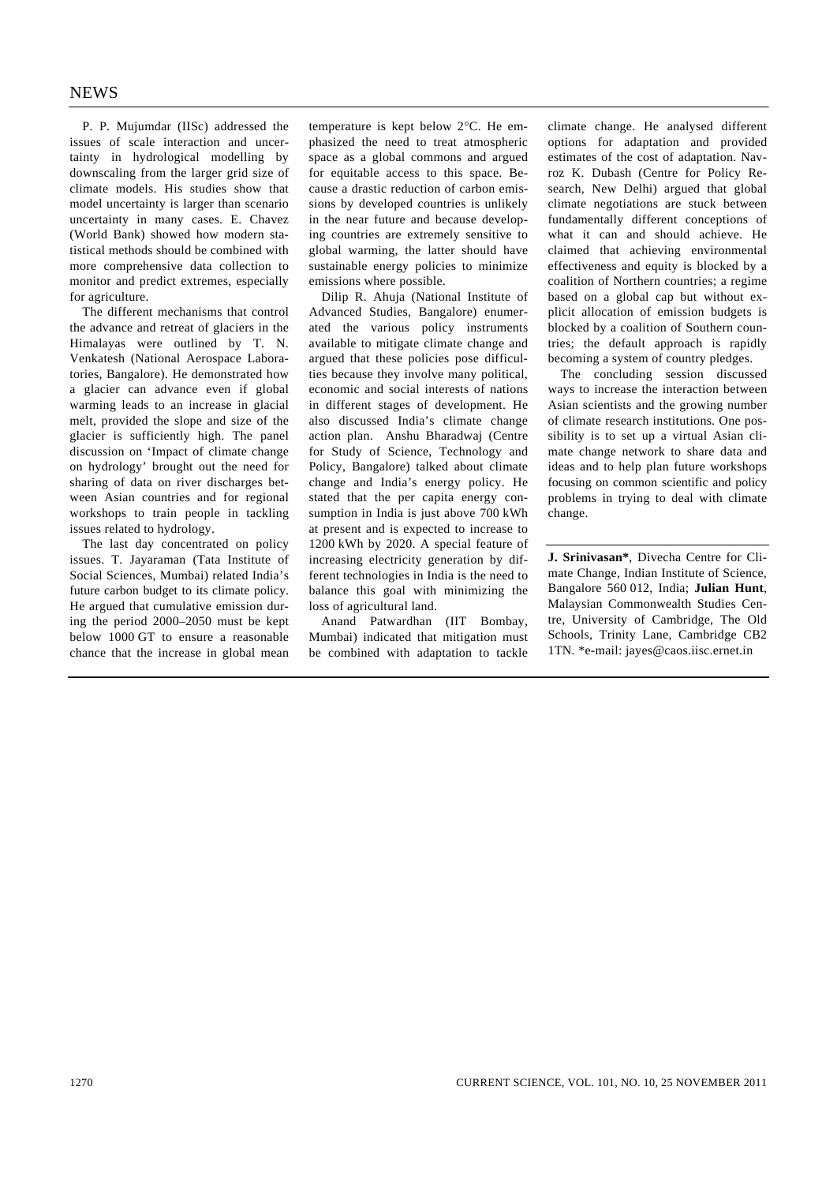P. P. Mujumdar (IISc) addressed the issues of scale interaction and uncertainty in hydrological modelling by downscaling from the larger grid size of climate models. His studies show that model uncertainty is larger than scenario uncertainty in many cases. E. Chavez (World Bank) showed how modern statistical methods should be combined with more comprehensive data collection to monitor and predict extremes, especially for agriculture.

The different mechanisms that control the advance and retreat of glaciers in the Himalayas were outlined by T. N. Venkatesh (National Aerospace Laboratories, Bangalore). He demonstrated how a glacier can advance even if global warming leads to an increase in glacial melt, provided the slope and size of the glacier is sufficiently high. The panel discussion on 'Impact of climate change on hydrology' brought out the need for sharing of data on river discharges between Asian countries and for regional workshops to train people in tackling issues related to hydrology.

The last day concentrated on policy issues. T. Jayaraman (Tata Institute of Social Sciences, Mumbai) related India's future carbon budget to its climate policy. He argued that cumulative emission during the period 2000–2050 must be kept below 1000 GT to ensure a reasonable chance that the increase in global mean temperature is kept below 2°C. He emphasized the need to treat atmospheric space as a global commons and argued for equitable access to this space. Because a drastic reduction of carbon emissions by developed countries is unlikely in the near future and because developing countries are extremely sensitive to global warming, the latter should have sustainable energy policies to minimize emissions where possible.

Dilip R. Ahuja (National Institute of Advanced Studies, Bangalore) enumerated the various policy instruments available to mitigate climate change and argued that these policies pose difficulties because they involve many political, economic and social interests of nations in different stages of development. He also discussed India's climate change action plan. Anshu Bharadwaj (Centre for Study of Science, Technology and Policy, Bangalore) talked about climate change and India's energy policy. He stated that the per capita energy consumption in India is just above 700 kWh at present and is expected to increase to 1200 kWh by 2020. A special feature of increasing electricity generation by different technologies in India is the need to balance this goal with minimizing the loss of agricultural land.

Anand Patwardhan (IIT Bombay, Mumbai) indicated that mitigation must be combined with adaptation to tackle climate change. He analysed different options for adaptation and provided estimates of the cost of adaptation. Navroz K. Dubash (Centre for Policy Research, New Delhi) argued that global climate negotiations are stuck between fundamentally different conceptions of what it can and should achieve. He claimed that achieving environmental effectiveness and equity is blocked by a coalition of Northern countries; a regime based on a global cap but without explicit allocation of emission budgets is blocked by a coalition of Southern countries; the default approach is rapidly becoming a system of country pledges.

The concluding session discussed ways to increase the interaction between Asian scientists and the growing number of climate research institutions. One possibility is to set up a virtual Asian climate change network to share data and ideas and to help plan future workshops focusing on common scientific and policy problems in trying to deal with climate change.

---

**J. Srinivasan***, Divecha Centre for Climate Change, Indian Institute of Science, Bangalore 560 012, India; **Julian Hunt**, Malaysian Commonwealth Studies Centre, University of Cambridge, The Old Schools, Trinity Lane, Cambridge CB2 1TN. *e-mail: jayes@caos.iisc.ernet.in